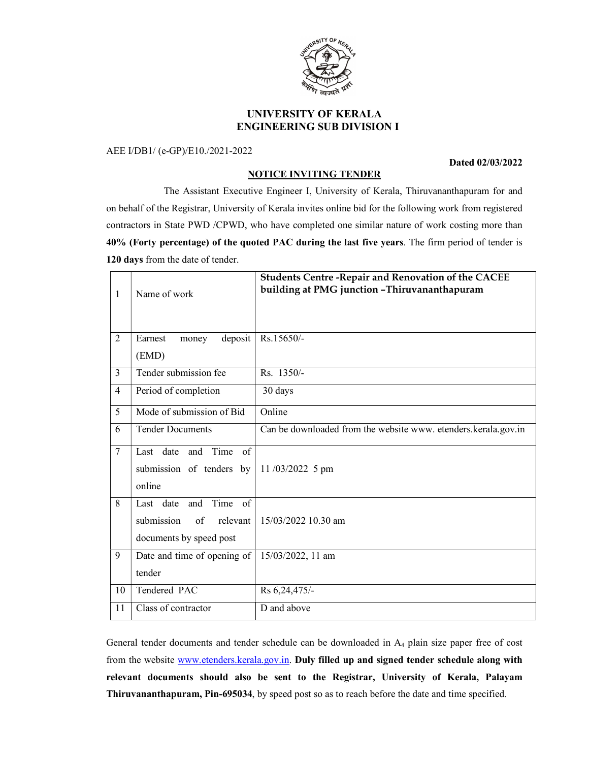# UNIVERSITY OF KERALA
## ENGINEERING SUB DIVISION I

AEE I/DB1/ (e-GP)/E10./2021-2022

**Dated 02/03/2022**

**NOTICE INVITING TENDER**

The Assistant Executive Engineer I, University of Kerala, Thiruvananthapuram for and on behalf of the Registrar, University of Kerala invites online bid for the following work from registered contractors in State PWD /CPWD, who have completed one similar nature of work costing more than **40% (Forty percentage) of the quoted PAC during the last five years**. The firm period of tender is **120 days** from the date of tender.

| | | |
|---|---|---|
| 1 | Name of work | **Students Centre -Repair and Renovation of the CACEE building at PMG junction –Thiruvananthapuram** |
| 2 | Earnest money deposit (EMD) | Rs.15650/- |
| 3 | Tender submission fee | Rs. 1350/- |
| 4 | Period of completion | 30 days |
| 5 | Mode of submission of Bid | Online |
| 6 | Tender Documents | Can be downloaded from the website www. etenders.kerala.gov.in |
| 7 | Last date and Time of submission of tenders by online | 11 /03/2022 5 pm |
| 8 | Last date and Time of submission of relevant documents by speed post | 15/03/2022 10.30 am |
| 9 | Date and time of opening of tender | 15/03/2022, 11 am |
| 10 | Tendered PAC | Rs 6,24,475/- |
| 11 | Class of contractor | D and above |

General tender documents and tender schedule can be downloaded in $A_4$ plain size paper free of cost from the website www.etenders.kerala.gov.in. **Duly filled up and signed tender schedule along with relevant documents should also be sent to the Registrar, University of Kerala, Palayam Thiruvananthapuram, Pin-695034**, by speed post so as to reach before the date and time specified.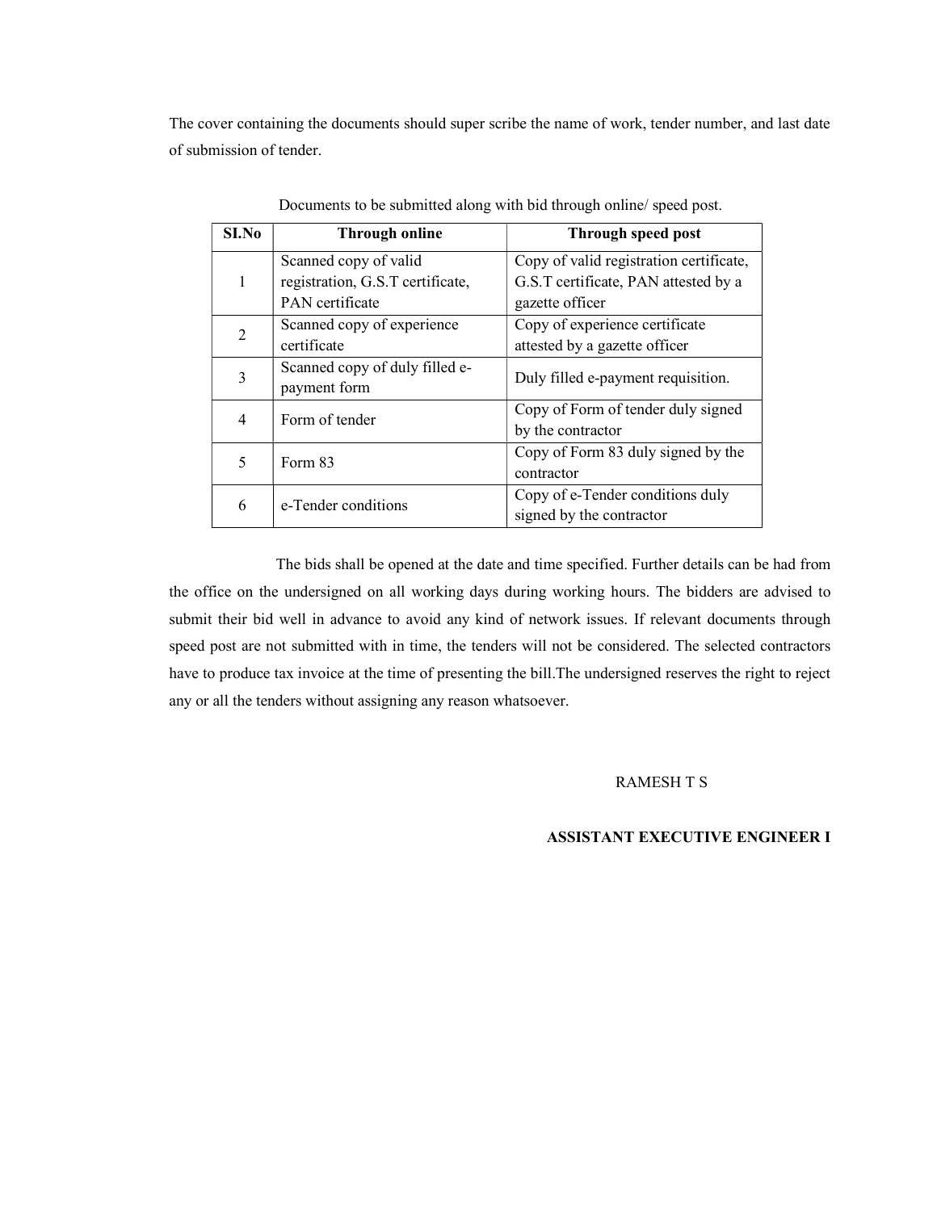The cover containing the documents should super scribe the name of work, tender number, and last date of submission of tender.

Documents to be submitted along with bid through online/ speed post.

| SI.No | Through online | Through speed post |
| --- | --- | --- |
| 1 | Scanned copy of valid registration, G.S.T certificate, PAN certificate | Copy of valid registration certificate, G.S.T certificate, PAN attested by a gazette officer |
| 2 | Scanned copy of experience certificate | Copy of experience certificate attested by a gazette officer |
| 3 | Scanned copy of duly filled e-payment form | Duly filled e-payment requisition. |
| 4 | Form of tender | Copy of Form of tender duly signed by the contractor |
| 5 | Form 83 | Copy of Form 83 duly signed by the contractor |
| 6 | e-Tender conditions | Copy of e-Tender conditions duly signed by the contractor |

The bids shall be opened at the date and time specified. Further details can be had from the office on the undersigned on all working days during working hours. The bidders are advised to submit their bid well in advance to avoid any kind of network issues. If relevant documents through speed post are not submitted with in time, the tenders will not be considered. The selected contractors have to produce tax invoice at the time of presenting the bill.The undersigned reserves the right to reject any or all the tenders without assigning any reason whatsoever.

RAMESH T S

**ASSISTANT EXECUTIVE ENGINEER I**